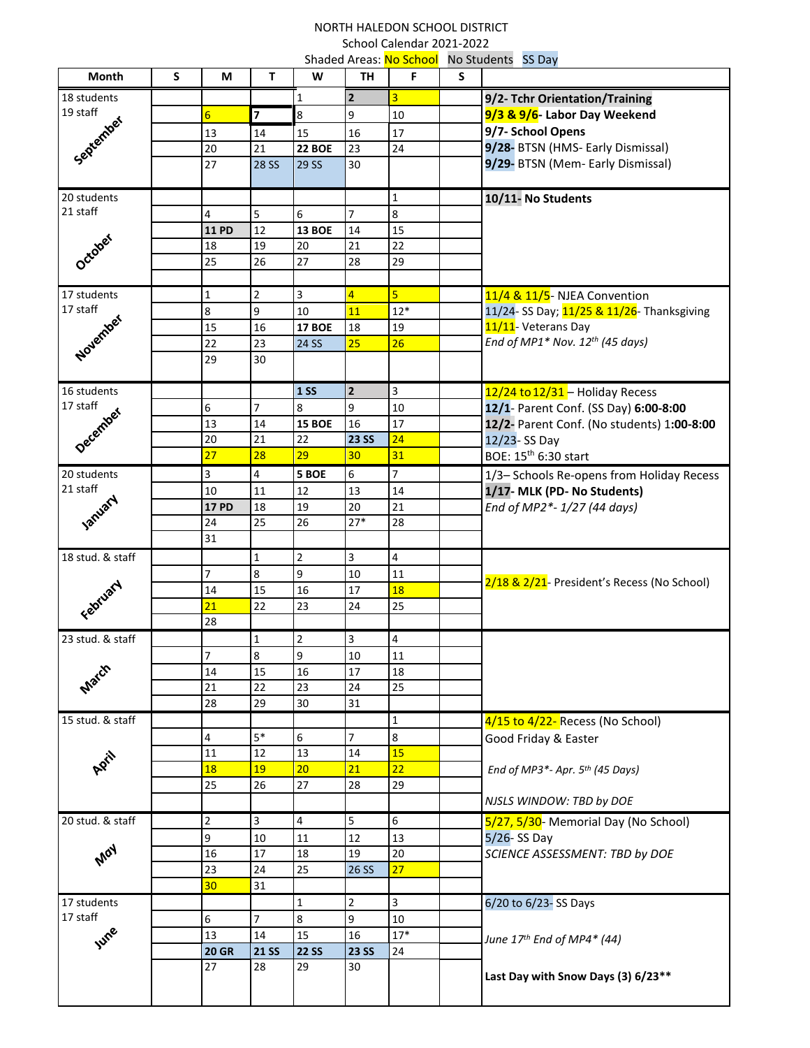NORTH HALEDON SCHOOL DISTRICT

School Calendar 2021-2022

Shaded Areas: No School  No Students  SS Day

| Month | S | M | T | W | TH | F | S | |
|---|---|---|---|---|---|---|---|---|
| 18 students 19 staff September | | | | 1 | 2 | 3 | | **9/2- Tchr Orientation/Training** |
| | | 6 | 7 | 8 | 9 | 10 | | **9/3 & 9/6- Labor Day Weekend** |
| | | 13 | 14 | 15 | 16 | 17 | | **9/7- School Opens** |
| | | 20 | 21 | **22 BOE** | 23 | 24 | | **9/28-** BTSN (HMS- Early Dismissal) |
| | | 27 | 28 SS | 29 SS | 30 | | | **9/29-** BTSN (Mem- Early Dismissal) |
| 20 students 21 staff October | | | | | | 1 | | **10/11- No Students** |
| | | 4 | 5 | 6 | 7 | 8 | | |
| | | **11 PD** | 12 | **13 BOE** | 14 | 15 | | |
| | | 18 | 19 | 20 | 21 | 22 | | |
| | | 25 | 26 | 27 | 28 | 29 | | |
| 17 students 17 staff November | | 1 | 2 | 3 | 4 | 5 | | 11/4 & 11/5- NJEA Convention |
| | | 8 | 9 | 10 | 11 | 12* | | 11/24- SS Day; 11/25 & 11/26- Thanksgiving |
| | | 15 | 16 | **17 BOE** | 18 | 19 | | 11/11- Veterans Day |
| | | 22 | 23 | 24 SS | 25 | 26 | | *End of MP1* Nov. 12th (45 days)* |
| | | 29 | 30 | | | | | |
| 16 students 17 staff December | | | | **1 SS** | 2 | 3 | | 12/24 to 12/31 – Holiday Recess |
| | | 6 | 7 | 8 | 9 | 10 | | **12/1**- Parent Conf. (SS Day) **6:00-8:00** |
| | | 13 | 14 | **15 BOE** | 16 | 17 | | **12/2-** Parent Conf. (No students) 1**:00-8:00** |
| | | 20 | 21 | 22 | **23 SS** | 24 | | 12/23- SS Day |
| | | 27 | 28 | 29 | 30 | 31 | | BOE: 15th 6:30 start |
| 20 students 21 staff January | | 3 | 4 | **5 BOE** | 6 | 7 | | 1/3– Schools Re-opens from Holiday Recess |
| | | 10 | 11 | 12 | 13 | 14 | | **1/17- MLK (PD- No Students)** |
| | | **17 PD** | 18 | 19 | 20 | 21 | | *End of MP2*- 1/27 (44 days)* |
| | | 24 | 25 | 26 | 27* | 28 | | |
| | | 31 | | | | | | |
| 18 stud. & staff February | | | 1 | 2 | 3 | 4 | | |
| | | 7 | 8 | 9 | 10 | 11 | | 2/18 & 2/21- President's Recess (No School) |
| | | 14 | 15 | 16 | 17 | 18 | | |
| | | 21 | 22 | 23 | 24 | 25 | | |
| | | 28 | | | | | | |
| 23 stud. & staff March | | | 1 | 2 | 3 | 4 | | |
| | | 7 | 8 | 9 | 10 | 11 | | |
| | | 14 | 15 | 16 | 17 | 18 | | |
| | | 21 | 22 | 23 | 24 | 25 | | |
| | | 28 | 29 | 30 | 31 | | | |
| 15 stud. & staff April | | | | | | 1 | | 4/15 to 4/22- Recess (No School) |
| | | 4 | 5* | 6 | 7 | 8 | | Good Friday & Easter |
| | | 11 | 12 | 13 | 14 | 15 | | |
| | | 18 | 19 | 20 | 21 | 22 | | *End of MP3*- Apr. 5th (45 Days)* |
| | | 25 | 26 | 27 | 28 | 29 | | |
| | | | | | | | | *NJSLS WINDOW: TBD by DOE* |
| 20 stud. & staff May | | 2 | 3 | 4 | 5 | 6 | | 5/27, 5/30- Memorial Day (No School) |
| | | 9 | 10 | 11 | 12 | 13 | | 5/26- SS Day |
| | | 16 | 17 | 18 | 19 | 20 | | *SCIENCE ASSESSMENT: TBD by DOE* |
| | | 23 | 24 | 25 | 26 SS | 27 | | |
| | | 30 | 31 | | | | | |
| 17 students 17 staff June | | | | 1 | 2 | 3 | | 6/20 to 6/23- SS Days |
| | | 6 | 7 | 8 | 9 | 10 | | |
| | | 13 | 14 | 15 | 16 | 17* | | *June 17th End of MP4* (44)* |
| | | **20 GR** | **21 SS** | **22 SS** | **23 SS** | 24 | | |
| | | 27 | 28 | 29 | 30 | | | **Last Day with Snow Days (3) 6/23**** |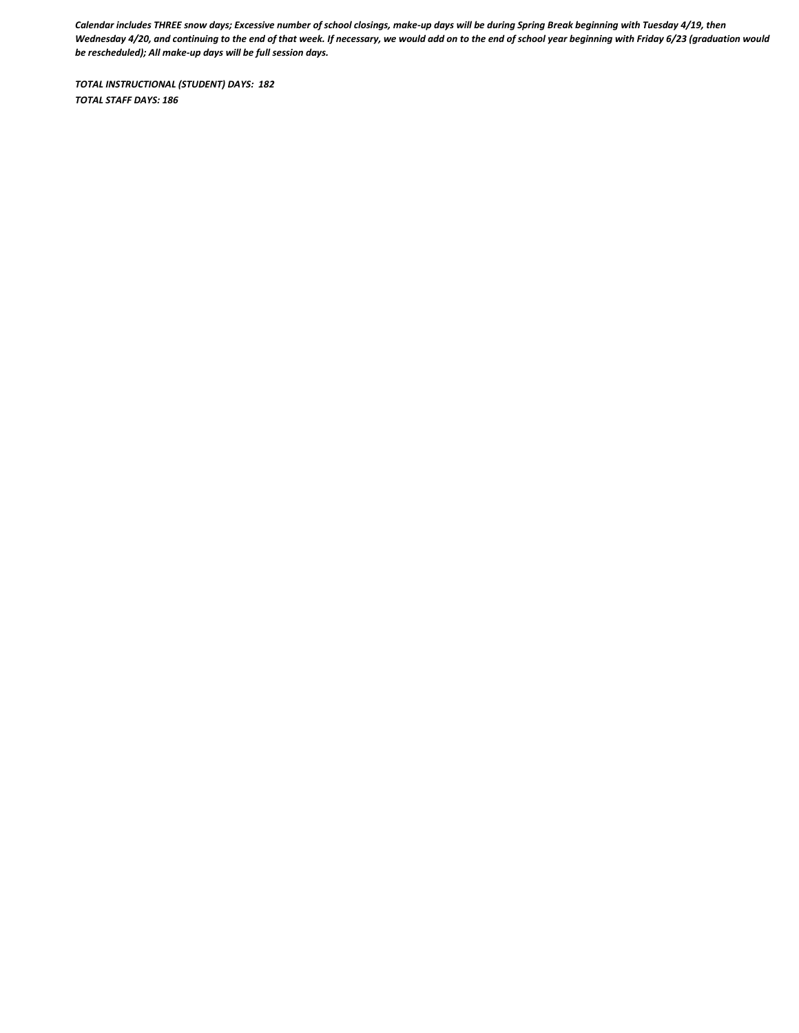***Calendar includes THREE snow days; Excessive number of school closings, make-up days will be during Spring Break beginning with Tuesday 4/19, then Wednesday 4/20, and continuing to the end of that week. If necessary, we would add on to the end of school year beginning with Friday 6/23 (graduation would be rescheduled); All make-up days will be full session days.***

***TOTAL INSTRUCTIONAL (STUDENT) DAYS: 182***
***TOTAL STAFF DAYS: 186***